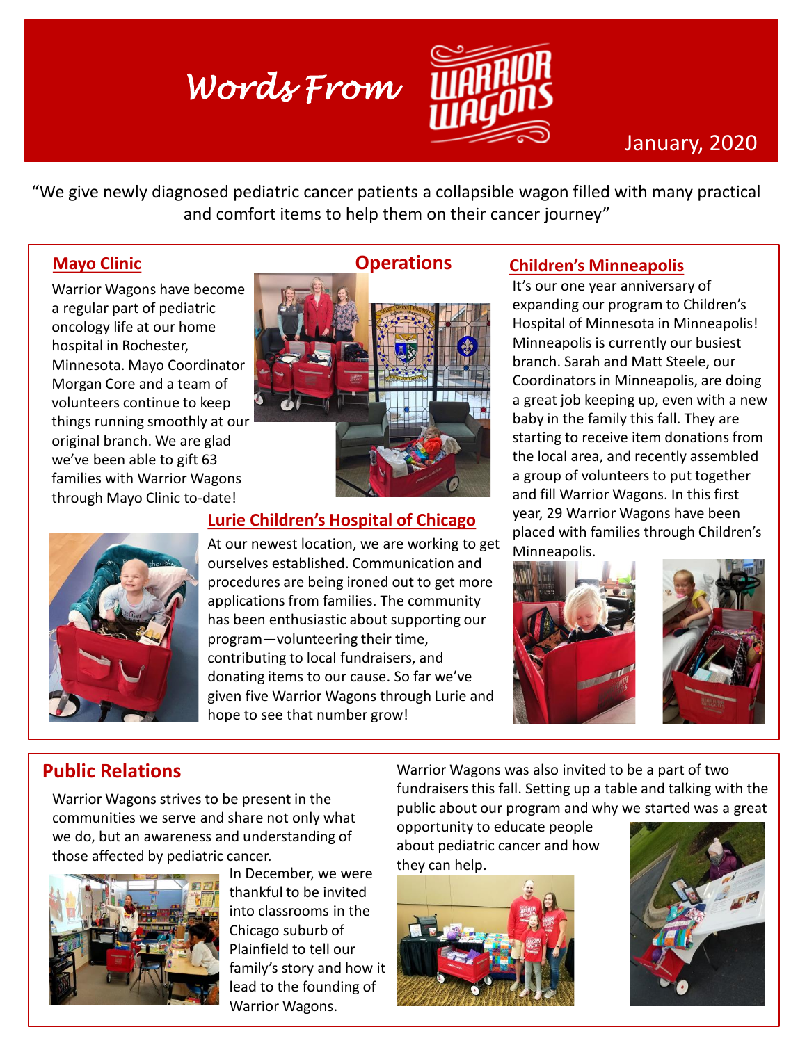# Words From Warrior Wagons

January, 2020

"We give newly diagnosed pediatric cancer patients a collapsible wagon filled with many practical and comfort items to help them on their cancer journey"

## Operations

### Mayo Clinic

Warrior Wagons have become a regular part of pediatric oncology life at our home hospital in Rochester, Minnesota. Mayo Coordinator Morgan Core and a team of volunteers continue to keep things running smoothly at our original branch. We are glad we've been able to gift 63 families with Warrior Wagons through Mayo Clinic to-date!

### Lurie Children's Hospital of Chicago

At our newest location, we are working to get ourselves established. Communication and procedures are being ironed out to get more applications from families. The community has been enthusiastic about supporting our program—volunteering their time, contributing to local fundraisers, and donating items to our cause. So far we've given five Warrior Wagons through Lurie and hope to see that number grow!

### Children's Minneapolis

It's our one year anniversary of expanding our program to Children's Hospital of Minnesota in Minneapolis! Minneapolis is currently our busiest branch. Sarah and Matt Steele, our Coordinators in Minneapolis, are doing a great job keeping up, even with a new baby in the family this fall. They are starting to receive item donations from the local area, and recently assembled a group of volunteers to put together and fill Warrior Wagons. In this first year, 29 Warrior Wagons have been placed with families through Children's Minneapolis.

## Public Relations

Warrior Wagons strives to be present in the communities we serve and share not only what we do, but an awareness and understanding of those affected by pediatric cancer.

In December, we were thankful to be invited into classrooms in the Chicago suburb of Plainfield to tell our family's story and how it lead to the founding of Warrior Wagons.

Warrior Wagons was also invited to be a part of two fundraisers this fall. Setting up a table and talking with the public about our program and why we started was a great opportunity to educate people about pediatric cancer and how they can help.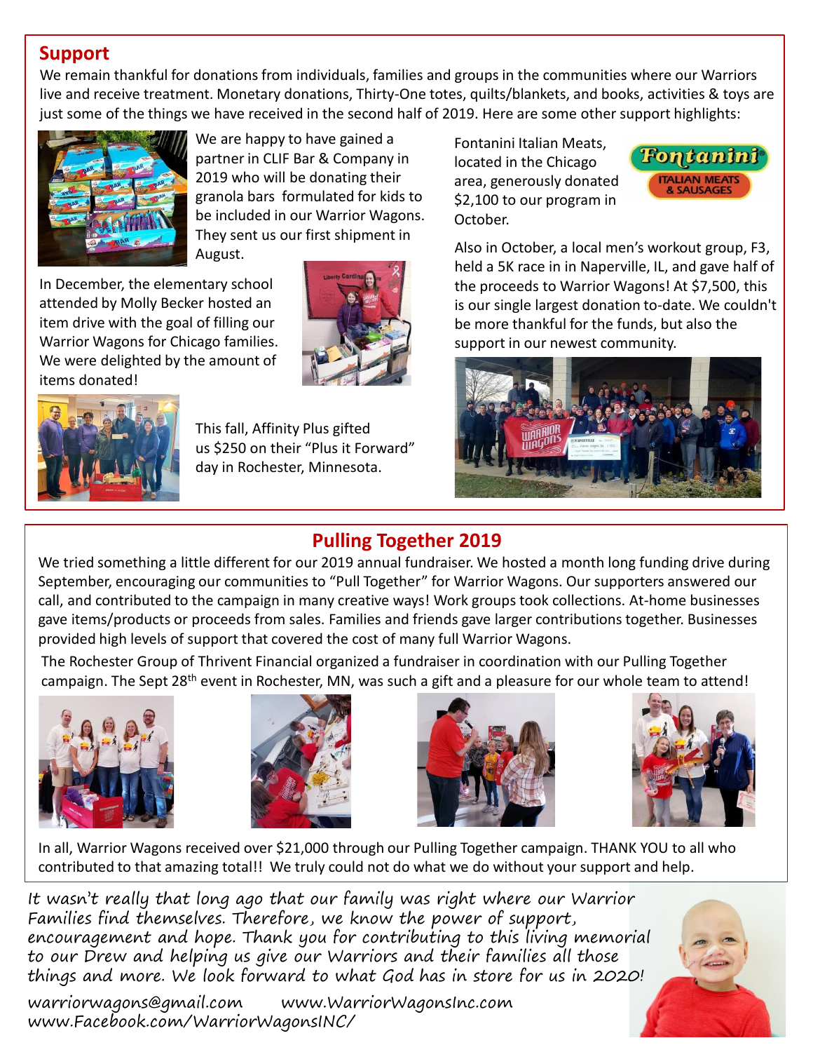## Support

We remain thankful for donations from individuals, families and groups in the communities where our Warriors live and receive treatment. Monetary donations, Thirty-One totes, quilts/blankets, and books, activities & toys are just some of the things we have received in the second half of 2019. Here are some other support highlights:

We are happy to have gained a partner in CLIF Bar & Company in 2019 who will be donating their granola bars formulated for kids to be included in our Warrior Wagons. They sent us our first shipment in August.

In December, the elementary school attended by Molly Becker hosted an item drive with the goal of filling our Warrior Wagons for Chicago families. We were delighted by the amount of items donated!

This fall, Affinity Plus gifted us $250 on their “Plus it Forward” day in Rochester, Minnesota.

Fontanini Italian Meats, located in the Chicago area, generously donated $2,100 to our program in October.

Also in October, a local men’s workout group, F3, held a 5K race in in Naperville, IL, and gave half of the proceeds to Warrior Wagons! At $7,500, this is our single largest donation to-date. We couldn't be more thankful for the funds, but also the support in our newest community.

## Pulling Together 2019

We tried something a little different for our 2019 annual fundraiser. We hosted a month long funding drive during September, encouraging our communities to “Pull Together” for Warrior Wagons. Our supporters answered our call, and contributed to the campaign in many creative ways! Work groups took collections. At-home businesses gave items/products or proceeds from sales. Families and friends gave larger contributions together. Businesses provided high levels of support that covered the cost of many full Warrior Wagons.

The Rochester Group of Thrivent Financial organized a fundraiser in coordination with our Pulling Together campaign. The Sept 28th event in Rochester, MN, was such a gift and a pleasure for our whole team to attend!

In all, Warrior Wagons received over $21,000 through our Pulling Together campaign. THANK YOU to all who contributed to that amazing total!! We truly could not do what we do without your support and help.

*It wasn't really that long ago that our family was right where our Warrior Families find themselves. Therefore, we know the power of support, encouragement and hope. Thank you for contributing to this living memorial to our Drew and helping us give our Warriors and their families all those things and more. We look forward to what God has in store for us in 2020!*

warriorwagons@gmail.com www.WarriorWagonsInc.com
www.Facebook.com/WarriorWagonsINC/